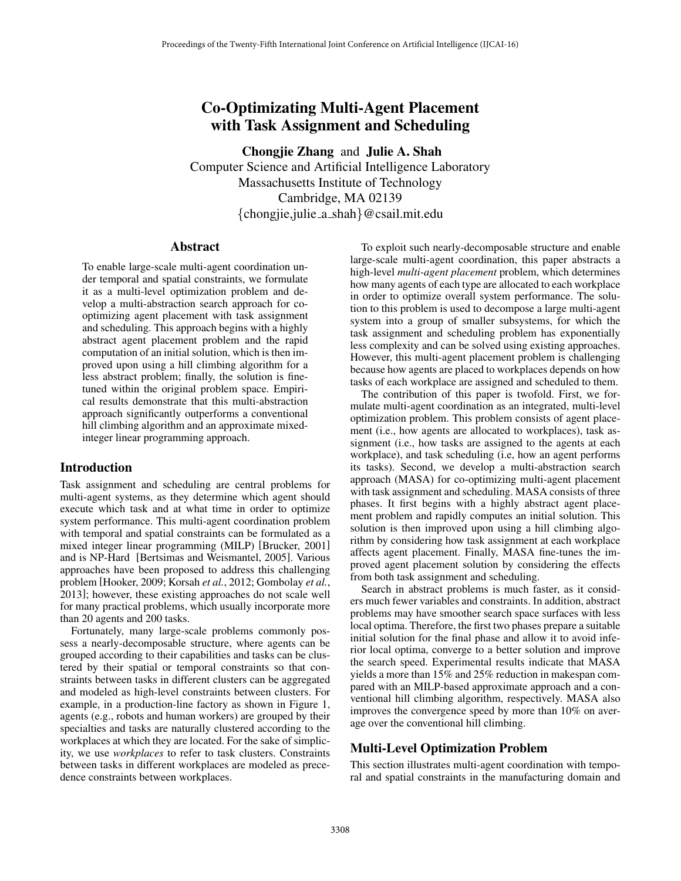# Co-Optimizating Multi-Agent Placement with Task Assignment and Scheduling

**Chongjie Zhang** and **Julie A. Shah**
Computer Science and Artificial Intelligence Laboratory
Massachusetts Institute of Technology
Cambridge, MA 02139
{chongjie,julie_a_shah}@csail.mit.edu

## Abstract

To enable large-scale multi-agent coordination under temporal and spatial constraints, we formulate it as a multi-level optimization problem and develop a multi-abstraction search approach for co-optimizing agent placement with task assignment and scheduling. This approach begins with a highly abstract agent placement problem and the rapid computation of an initial solution, which is then improved upon using a hill climbing algorithm for a less abstract problem; finally, the solution is fine-tuned within the original problem space. Empirical results demonstrate that this multi-abstraction approach significantly outperforms a conventional hill climbing algorithm and an approximate mixed-integer linear programming approach.

## Introduction

Task assignment and scheduling are central problems for multi-agent systems, as they determine which agent should execute which task and at what time in order to optimize system performance. This multi-agent coordination problem with temporal and spatial constraints can be formulated as a mixed integer linear programming (MILP) [Brucker, 2001] and is NP-Hard [Bertsimas and Weismantel, 2005]. Various approaches have been proposed to address this challenging problem [Hooker, 2009; Korsah *et al.*, 2012; Gombolay *et al.*, 2013]; however, these existing approaches do not scale well for many practical problems, which usually incorporate more than 20 agents and 200 tasks.

Fortunately, many large-scale problems commonly possess a nearly-decomposable structure, where agents can be grouped according to their capabilities and tasks can be clustered by their spatial or temporal constraints so that constraints between tasks in different clusters can be aggregated and modeled as high-level constraints between clusters. For example, in a production-line factory as shown in Figure 1, agents (e.g., robots and human workers) are grouped by their specialties and tasks are naturally clustered according to the workplaces at which they are located. For the sake of simplicity, we use *workplaces* to refer to task clusters. Constraints between tasks in different workplaces are modeled as precedence constraints between workplaces.

To exploit such nearly-decomposable structure and enable large-scale multi-agent coordination, this paper abstracts a high-level *multi-agent placement* problem, which determines how many agents of each type are allocated to each workplace in order to optimize overall system performance. The solution to this problem is used to decompose a large multi-agent system into a group of smaller subsystems, for which the task assignment and scheduling problem has exponentially less complexity and can be solved using existing approaches. However, this multi-agent placement problem is challenging because how agents are placed to workplaces depends on how tasks of each workplace are assigned and scheduled to them.

The contribution of this paper is twofold. First, we formulate multi-agent coordination as an integrated, multi-level optimization problem. This problem consists of agent placement (i.e., how agents are allocated to workplaces), task assignment (i.e., how tasks are assigned to the agents at each workplace), and task scheduling (i.e, how an agent performs its tasks). Second, we develop a multi-abstraction search approach (MASA) for co-optimizing multi-agent placement with task assignment and scheduling. MASA consists of three phases. It first begins with a highly abstract agent placement problem and rapidly computes an initial solution. This solution is then improved upon using a hill climbing algorithm by considering how task assignment at each workplace affects agent placement. Finally, MASA fine-tunes the improved agent placement solution by considering the effects from both task assignment and scheduling.

Search in abstract problems is much faster, as it considers much fewer variables and constraints. In addition, abstract problems may have smoother search space surfaces with less local optima. Therefore, the first two phases prepare a suitable initial solution for the final phase and allow it to avoid inferior local optima, converge to a better solution and improve the search speed. Experimental results indicate that MASA yields a more than 15% and 25% reduction in makespan compared with an MILP-based approximate approach and a conventional hill climbing algorithm, respectively. MASA also improves the convergence speed by more than 10% on average over the conventional hill climbing.

## Multi-Level Optimization Problem

This section illustrates multi-agent coordination with temporal and spatial constraints in the manufacturing domain and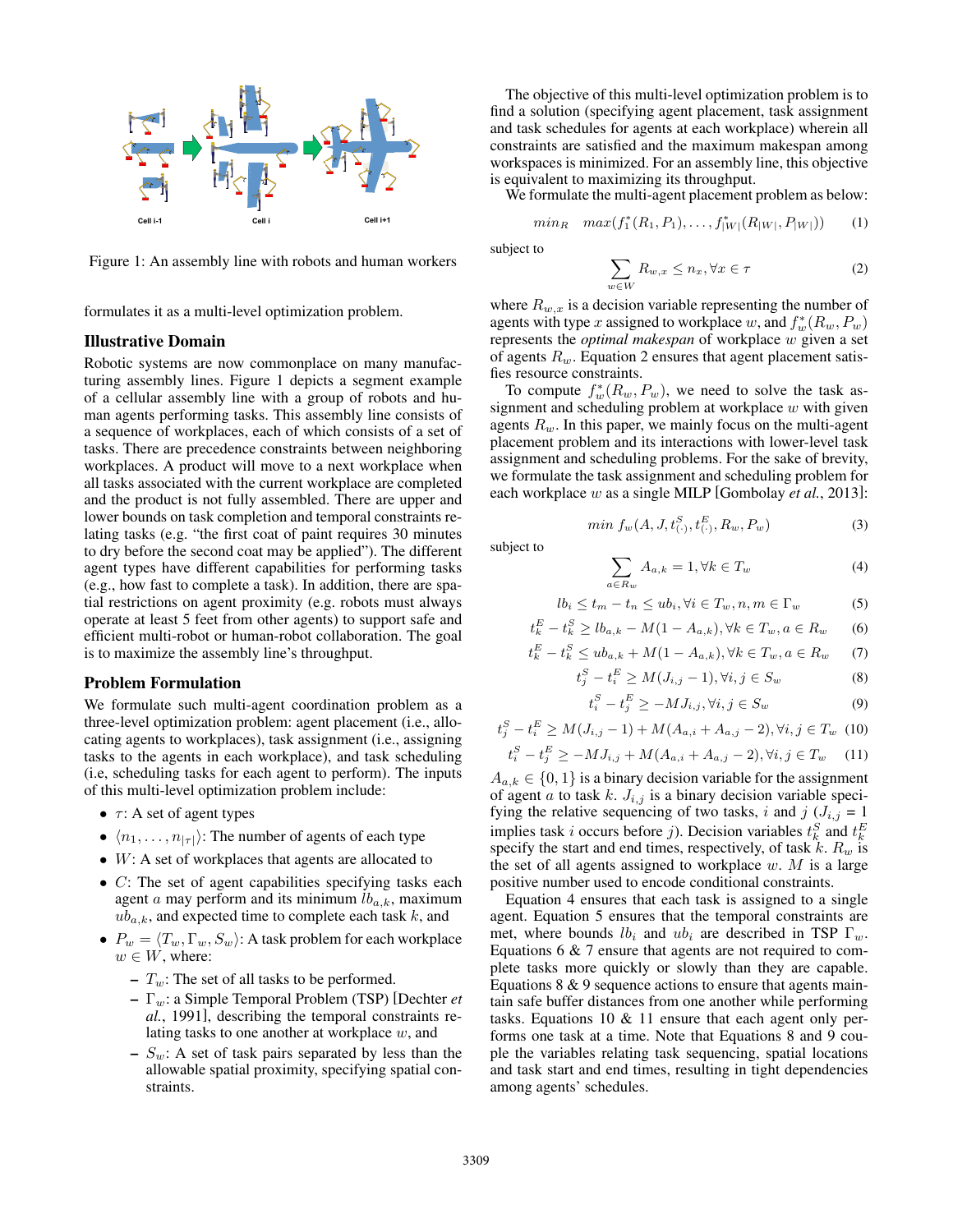Figure 1: An assembly line with robots and human workers

formulates it as a multi-level optimization problem.

## Illustrative Domain

Robotic systems are now commonplace on many manufacturing assembly lines. Figure 1 depicts a segment example of a cellular assembly line with a group of robots and human agents performing tasks. This assembly line consists of a sequence of workplaces, each of which consists of a set of tasks. There are precedence constraints between neighboring workplaces. A product will move to a next workplace when all tasks associated with the current workplace are completed and the product is not fully assembled. There are upper and lower bounds on task completion and temporal constraints relating tasks (e.g. "the first coat of paint requires 30 minutes to dry before the second coat may be applied"). The different agent types have different capabilities for performing tasks (e.g., how fast to complete a task). In addition, there are spatial restrictions on agent proximity (e.g. robots must always operate at least 5 feet from other agents) to support safe and efficient multi-robot or human-robot collaboration. The goal is to maximize the assembly line's throughput.

## Problem Formulation

We formulate such multi-agent coordination problem as a three-level optimization problem: agent placement (i.e., allocating agents to workplaces), task assignment (i.e., assigning tasks to the agents in each workplace), and task scheduling (i.e, scheduling tasks for each agent to perform). The inputs of this multi-level optimization problem include:

- $\tau$: A set of agent types
- $\langle n_1, \ldots, n_{|\tau|} \rangle$: The number of agents of each type
- $W$: A set of workplaces that agents are allocated to
- $C$: The set of agent capabilities specifying tasks each agent $a$ may perform and its minimum $lb_{a,k}$, maximum $ub_{a,k}$, and expected time to complete each task $k$, and
- $P_w = \langle T_w, \Gamma_w, S_w \rangle$: A task problem for each workplace $w \in W$, where:
  - $T_w$: The set of all tasks to be performed.
  - $\Gamma_w$: a Simple Temporal Problem (TSP) [Dechter *et al.*, 1991], describing the temporal constraints relating tasks to one another at workplace $w$, and
  - $S_w$: A set of task pairs separated by less than the allowable spatial proximity, specifying spatial constraints.

The objective of this multi-level optimization problem is to find a solution (specifying agent placement, task assignment and task schedules for agents at each workplace) wherein all constraints are satisfied and the maximum makespan among workspaces is minimized. For an assembly line, this objective is equivalent to maximizing its throughput.

We formulate the multi-agent placement problem as below:

$$min_R \quad max(f_1^*(R_1, P_1), \ldots, f_{|W|}^*(R_{|W|}, P_{|W|})) \tag{1}$$

subject to

$$\sum_{w \in W} R_{w,x} \leq n_x, \forall x \in \tau \tag{2}$$

where $R_{w,x}$ is a decision variable representing the number of agents with type $x$ assigned to workplace $w$, and $f_w^*(R_w, P_w)$ represents the *optimal makespan* of workplace $w$ given a set of agents $R_w$. Equation 2 ensures that agent placement satisfies resource constraints.

To compute $f_w^*(R_w, P_w)$, we need to solve the task assignment and scheduling problem at workplace $w$ with given agents $R_w$. In this paper, we mainly focus on the multi-agent placement problem and its interactions with lower-level task assignment and scheduling problems. For the sake of brevity, we formulate the task assignment and scheduling problem for each workplace $w$ as a single MILP [Gombolay *et al.*, 2013]:

$$min \; f_w(A, J, t^S_{(\cdot)}, t^E_{(\cdot)}, R_w, P_w) \tag{3}$$

subject to

$$\sum_{a \in R_w} A_{a,k} = 1, \forall k \in T_w \tag{4}$$

$$lb_i \leq t_m - t_n \leq ub_i, \forall i \in T_w, n, m \in \Gamma_w \tag{5}$$

$$t_k^E - t_k^S \geq lb_{a,k} - M(1 - A_{a,k}), \forall k \in T_w, a \in R_w \tag{6}$$

$$t_k^E - t_k^S \leq ub_{a,k} + M(1 - A_{a,k}), \forall k \in T_w, a \in R_w \tag{7}$$

$$t_j^S - t_i^E \geq M(J_{i,j} - 1), \forall i, j \in S_w \tag{8}$$

$$t_i^S - t_j^E \geq -MJ_{i,j}, \forall i, j \in S_w \tag{9}$$

$$t_j^S - t_i^E \geq M(J_{i,j} - 1) + M(A_{a,i} + A_{a,j} - 2), \forall i, j \in T_w \tag{10}$$

$$t_i^S - t_j^E \geq -MJ_{i,j} + M(A_{a,i} + A_{a,j} - 2), \forall i, j \in T_w \tag{11}$$

$A_{a,k} \in \{0, 1\}$ is a binary decision variable for the assignment of agent $a$ to task $k$. $J_{i,j}$ is a binary decision variable specifying the relative sequencing of two tasks, $i$ and $j$ ($J_{i,j} = 1$ implies task $i$ occurs before $j$). Decision variables $t_k^S$ and $t_k^E$ specify the start and end times, respectively, of task $k$. $R_w$ is the set of all agents assigned to workplace $w$. $M$ is a large positive number used to encode conditional constraints.

Equation 4 ensures that each task is assigned to a single agent. Equation 5 ensures that the temporal constraints are met, where bounds $lb_i$ and $ub_i$ are described in TSP $\Gamma_w$. Equations 6 & 7 ensure that agents are not required to complete tasks more quickly or slowly than they are capable. Equations 8 & 9 sequence actions to ensure that agents maintain safe buffer distances from one another while performing tasks. Equations 10 & 11 ensure that each agent only performs one task at a time. Note that Equations 8 and 9 couple the variables relating task sequencing, spatial locations and task start and end times, resulting in tight dependencies among agents' schedules.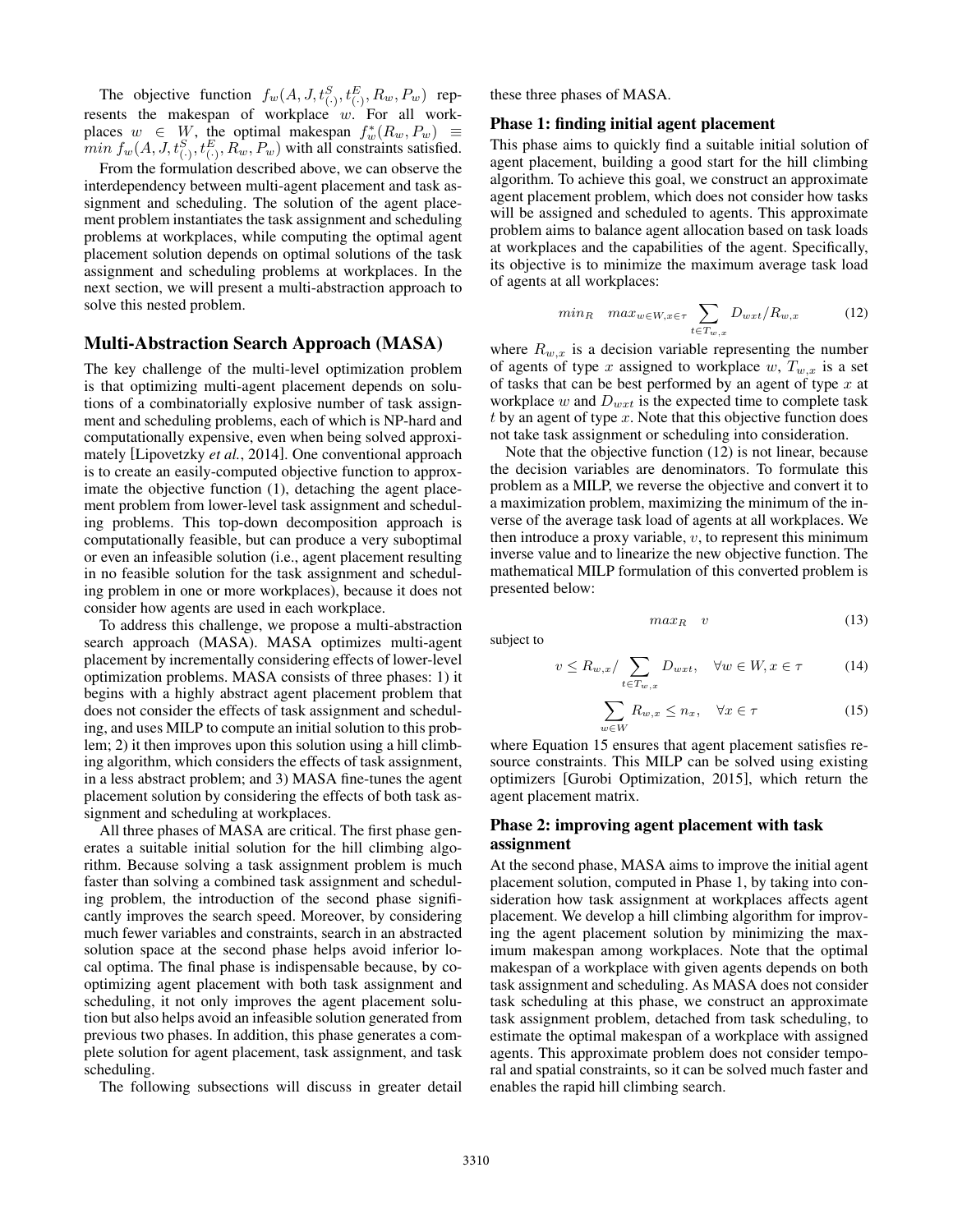The objective function $f_w(A, J, t^S_{(\cdot)}, t^E_{(\cdot)}, R_w, P_w)$ represents the makespan of workplace $w$. For all workplaces $w \in W$, the optimal makespan $f^*_w(R_w, P_w) \equiv min\ f_w(A, J, t^S_{(\cdot)}, t^E_{(\cdot)}, R_w, P_w)$ with all constraints satisfied.

From the formulation described above, we can observe the interdependency between multi-agent placement and task assignment and scheduling. The solution of the agent placement problem instantiates the task assignment and scheduling problems at workplaces, while computing the optimal agent placement solution depends on optimal solutions of the task assignment and scheduling problems at workplaces. In the next section, we will present a multi-abstraction approach to solve this nested problem.

## Multi-Abstraction Search Approach (MASA)

The key challenge of the multi-level optimization problem is that optimizing multi-agent placement depends on solutions of a combinatorially explosive number of task assignment and scheduling problems, each of which is NP-hard and computationally expensive, even when being solved approximately [Lipovetzky *et al.*, 2014]. One conventional approach is to create an easily-computed objective function to approximate the objective function (1), detaching the agent placement problem from lower-level task assignment and scheduling problems. This top-down decomposition approach is computationally feasible, but can produce a very suboptimal or even an infeasible solution (i.e., agent placement resulting in no feasible solution for the task assignment and scheduling problem in one or more workplaces), because it does not consider how agents are used in each workplace.

To address this challenge, we propose a multi-abstraction search approach (MASA). MASA optimizes multi-agent placement by incrementally considering effects of lower-level optimization problems. MASA consists of three phases: 1) it begins with a highly abstract agent placement problem that does not consider the effects of task assignment and scheduling, and uses MILP to compute an initial solution to this problem; 2) it then improves upon this solution using a hill climbing algorithm, which considers the effects of task assignment, in a less abstract problem; and 3) MASA fine-tunes the agent placement solution by considering the effects of both task assignment and scheduling at workplaces.

All three phases of MASA are critical. The first phase generates a suitable initial solution for the hill climbing algorithm. Because solving a task assignment problem is much faster than solving a combined task assignment and scheduling problem, the introduction of the second phase significantly improves the search speed. Moreover, by considering much fewer variables and constraints, search in an abstracted solution space at the second phase helps avoid inferior local optima. The final phase is indispensable because, by co-optimizing agent placement with both task assignment and scheduling, it not only improves the agent placement solution but also helps avoid an infeasible solution generated from previous two phases. In addition, this phase generates a complete solution for agent placement, task assignment, and task scheduling.

The following subsections will discuss in greater detail these three phases of MASA.

### Phase 1: finding initial agent placement

This phase aims to quickly find a suitable initial solution of agent placement, building a good start for the hill climbing algorithm. To achieve this goal, we construct an approximate agent placement problem, which does not consider how tasks will be assigned and scheduled to agents. This approximate problem aims to balance agent allocation based on task loads at workplaces and the capabilities of the agent. Specifically, its objective is to minimize the maximum average task load of agents at all workplaces:

$$min_R \quad max_{w \in W, x \in \tau} \sum_{t \in T_{w,x}} D_{wxt}/R_{w,x} \tag{12}$$

where $R_{w,x}$ is a decision variable representing the number of agents of type $x$ assigned to workplace $w$, $T_{w,x}$ is a set of tasks that can be best performed by an agent of type $x$ at workplace $w$ and $D_{wxt}$ is the expected time to complete task $t$ by an agent of type $x$. Note that this objective function does not take task assignment or scheduling into consideration.

Note that the objective function (12) is not linear, because the decision variables are denominators. To formulate this problem as a MILP, we reverse the objective and convert it to a maximization problem, maximizing the minimum of the inverse of the average task load of agents at all workplaces. We then introduce a proxy variable, $v$, to represent this minimum inverse value and to linearize the new objective function. The mathematical MILP formulation of this converted problem is presented below:

$$max_R \quad v \tag{13}$$

subject to

$$v \leq R_{w,x} / \sum_{t \in T_{w,x}} D_{wxt}, \quad \forall w \in W, x \in \tau \tag{14}$$

$$\sum_{w \in W} R_{w,x} \leq n_x, \quad \forall x \in \tau \tag{15}$$

where Equation 15 ensures that agent placement satisfies resource constraints. This MILP can be solved using existing optimizers [Gurobi Optimization, 2015], which return the agent placement matrix.

### Phase 2: improving agent placement with task assignment

At the second phase, MASA aims to improve the initial agent placement solution, computed in Phase 1, by taking into consideration how task assignment at workplaces affects agent placement. We develop a hill climbing algorithm for improving the agent placement solution by minimizing the maximum makespan among workplaces. Note that the optimal makespan of a workplace with given agents depends on both task assignment and scheduling. As MASA does not consider task scheduling at this phase, we construct an approximate task assignment problem, detached from task scheduling, to estimate the optimal makespan of a workplace with assigned agents. This approximate problem does not consider temporal and spatial constraints, so it can be solved much faster and enables the rapid hill climbing search.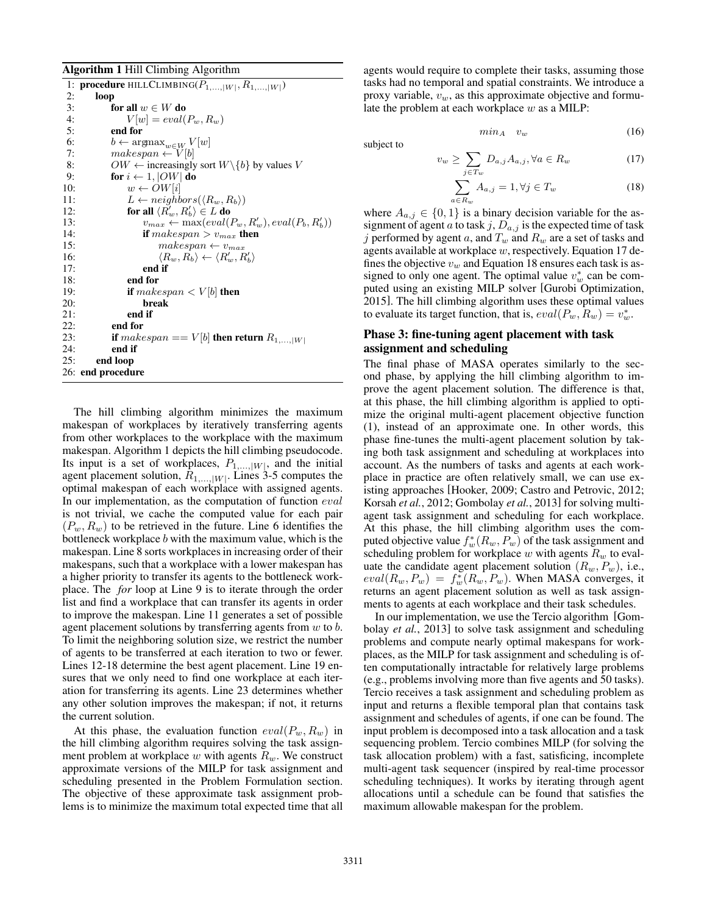**Algorithm 1** Hill Climbing Algorithm

```
1: procedure HILLCLIMBING(P_{1,...,|W|}, R_{1,...,|W|})
2:     loop
3:         for all w ∈ W do
4:             V[w] = eval(P_w, R_w)
5:         end for
6:         b ← argmax_{w∈W} V[w]
7:         makespan ← V[b]
8:         OW ← increasingly sort W\{b} by values V
9:         for i ← 1, |OW| do
10:            w ← OW[i]
11:            L ← neighbors(⟨R_w, R_b⟩)
12:            for all ⟨R'_w, R'_b⟩ ∈ L do
13:                v_max ← max(eval(P_w, R'_w), eval(P_b, R'_b))
14:                if makespan > v_max then
15:                    makespan ← v_max
16:                    ⟨R_w, R_b⟩ ← ⟨R'_w, R'_b⟩
17:                end if
18:            end for
19:            if makespan < V[b] then
20:                break
21:            end if
22:        end for
23:        if makespan == V[b] then return R_{1,...,|W|}
24:        end if
25:    end loop
26: end procedure
```

The hill climbing algorithm minimizes the maximum makespan of workplaces by iteratively transferring agents from other workplaces to the workplace with the maximum makespan. Algorithm 1 depicts the hill climbing pseudocode. Its input is a set of workplaces, $P_{1,...,|W|}$, and the initial agent placement solution, $R_{1,...,|W|}$. Lines 3-5 computes the optimal makespan of each workplace with assigned agents. In our implementation, as the computation of function $eval$ is not trivial, we cache the computed value for each pair $(P_w, R_w)$ to be retrieved in the future. Line 6 identifies the bottleneck workplace $b$ with the maximum value, which is the makespan. Line 8 sorts workplaces in increasing order of their makespans, such that a workplace with a lower makespan has a higher priority to transfer its agents to the bottleneck workplace. The *for* loop at Line 9 is to iterate through the order list and find a workplace that can transfer its agents in order to improve the makespan. Line 11 generates a set of possible agent placement solutions by transferring agents from $w$ to $b$. To limit the neighboring solution size, we restrict the number of agents to be transferred at each iteration to two or fewer. Lines 12-18 determine the best agent placement. Line 19 ensures that we only need to find one workplace at each iteration for transferring its agents. Line 23 determines whether any other solution improves the makespan; if not, it returns the current solution.

At this phase, the evaluation function $eval(P_w, R_w)$ in the hill climbing algorithm requires solving the task assignment problem at workplace $w$ with agents $R_w$. We construct approximate versions of the MILP for task assignment and scheduling presented in the Problem Formulation section. The objective of these approximate task assignment problems is to minimize the maximum total expected time that all agents would require to complete their tasks, assuming those tasks had no temporal and spatial constraints. We introduce a proxy variable, $v_w$, as this approximate objective and formulate the problem at each workplace $w$ as a MILP:

$$min_A \quad v_w \tag{16}$$

subject to

$$v_w \geq \sum_{j \in T_w} D_{a,j} A_{a,j}, \forall a \in R_w \tag{17}$$

$$\sum_{a \in R_w} A_{a,j} = 1, \forall j \in T_w \tag{18}$$

where $A_{a,j} \in \{0, 1\}$ is a binary decision variable for the assignment of agent $a$ to task $j$, $D_{a,j}$ is the expected time of task $j$ performed by agent $a$, and $T_w$ and $R_w$ are a set of tasks and agents available at workplace $w$, respectively. Equation 17 defines the objective $v_w$ and Equation 18 ensures each task is assigned to only one agent. The optimal value $v_w^*$ can be computed using an existing MILP solver [Gurobi Optimization, 2015]. The hill climbing algorithm uses these optimal values to evaluate its target function, that is, $eval(P_w, R_w) = v_w^*$.

### Phase 3: fine-tuning agent placement with task assignment and scheduling

The final phase of MASA operates similarly to the second phase, by applying the hill climbing algorithm to improve the agent placement solution. The difference is that, at this phase, the hill climbing algorithm is applied to optimize the original multi-agent placement objective function (1), instead of an approximate one. In other words, this phase fine-tunes the multi-agent placement solution by taking both task assignment and scheduling at workplaces into account. As the numbers of tasks and agents at each workplace in practice are often relatively small, we can use existing approaches [Hooker, 2009; Castro and Petrovic, 2012; Korsah *et al.*, 2012; Gombolay *et al.*, 2013] for solving multi-agent task assignment and scheduling for each workplace. At this phase, the hill climbing algorithm uses the computed objective value $f_w^*(R_w, P_w)$ of the task assignment and scheduling problem for workplace $w$ with agents $R_w$ to evaluate the candidate agent placement solution $(R_w, P_w)$, i.e., $eval(R_w, P_w) = f_w^*(R_w, P_w)$. When MASA converges, it returns an agent placement solution as well as task assignments to agents at each workplace and their task schedules.

In our implementation, we use the Tercio algorithm [Gombolay *et al.*, 2013] to solve task assignment and scheduling problems and compute nearly optimal makespans for workplaces, as the MILP for task assignment and scheduling is often computationally intractable for relatively large problems (e.g., problems involving more than five agents and 50 tasks). Tercio receives a task assignment and scheduling problem as input and returns a flexible temporal plan that contains task assignment and schedules of agents, if one can be found. The input problem is decomposed into a task allocation and a task sequencing problem. Tercio combines MILP (for solving the task allocation problem) with a fast, satisficing, incomplete multi-agent task sequencer (inspired by real-time processor scheduling techniques). It works by iterating through agent allocations until a schedule can be found that satisfies the maximum allowable makespan for the problem.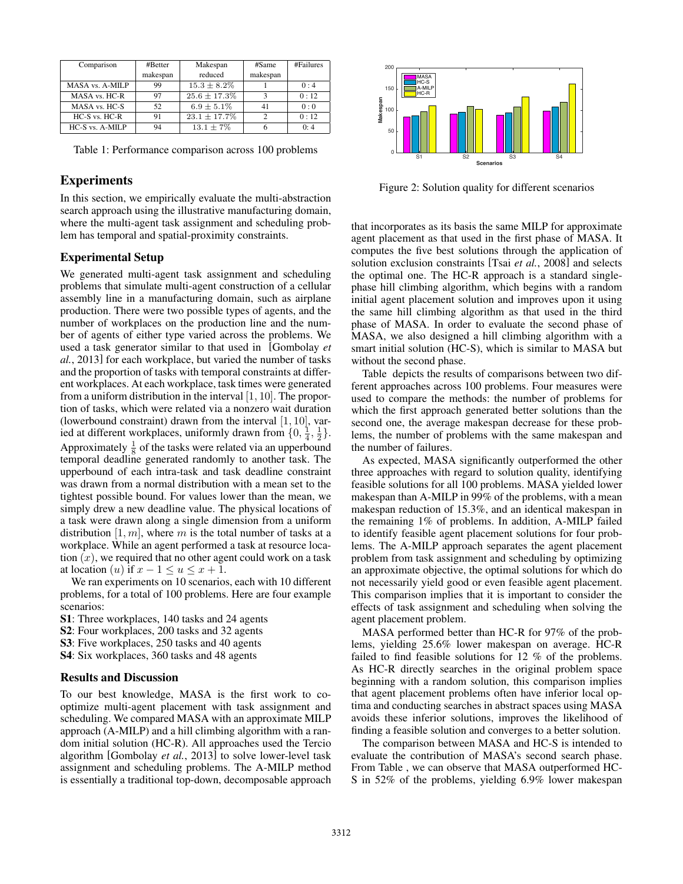| Comparison | #Better makespan | Makespan reduced | #Same makespan | #Failures |
|---|---|---|---|---|
| MASA vs. A-MILP | 99 | $15.3 \pm 8.2\%$ | 1 | 0 : 4 |
| MASA vs. HC-R | 97 | $25.6 \pm 17.3\%$ | 3 | 0 : 12 |
| MASA vs. HC-S | 52 | $6.9 \pm 5.1\%$ | 41 | 0 : 0 |
| HC-S vs. HC-R | 91 | $23.1 \pm 17.7\%$ | 2 | 0 : 12 |
| HC-S vs. A-MILP | 94 | $13.1 \pm 7\%$ | 6 | 0: 4 |

Table 1: Performance comparison across 100 problems

## Experiments

In this section, we empirically evaluate the multi-abstraction search approach using the illustrative manufacturing domain, where the multi-agent task assignment and scheduling problem has temporal and spatial-proximity constraints.

### Experimental Setup

We generated multi-agent task assignment and scheduling problems that simulate multi-agent construction of a cellular assembly line in a manufacturing domain, such as airplane production. There were two possible types of agents, and the number of workplaces on the production line and the number of agents of either type varied across the problems. We used a task generator similar to that used in [Gombolay *et al.*, 2013] for each workplace, but varied the number of tasks and the proportion of tasks with temporal constraints at different workplaces. At each workplace, task times were generated from a uniform distribution in the interval $[1, 10]$. The proportion of tasks, which were related via a nonzero wait duration (lowerbound constraint) drawn from the interval $[1, 10]$, varied at different workplaces, uniformly drawn from $\{0, \frac{1}{4}, \frac{1}{2}\}$. Approximately $\frac{1}{8}$ of the tasks were related via an upperbound temporal deadline generated randomly to another task. The upperbound of each intra-task and task deadline constraint was drawn from a normal distribution with a mean set to the tightest possible bound. For values lower than the mean, we simply drew a new deadline value. The physical locations of a task were drawn along a single dimension from a uniform distribution $[1, m]$, where $m$ is the total number of tasks at a workplace. While an agent performed a task at resource location $(x)$, we required that no other agent could work on a task at location $(u)$ if $x - 1 \leq u \leq x + 1$.

We ran experiments on 10 scenarios, each with 10 different problems, for a total of 100 problems. Here are four example scenarios:

**S1**: Three workplaces, 140 tasks and 24 agents
**S2**: Four workplaces, 200 tasks and 32 agents
**S3**: Five workplaces, 250 tasks and 40 agents
**S4**: Six workplaces, 360 tasks and 48 agents

### Results and Discussion

To our best knowledge, MASA is the first work to co-optimize multi-agent placement with task assignment and scheduling. We compared MASA with an approximate MILP approach (A-MILP) and a hill climbing algorithm with a random initial solution (HC-R). All approaches used the Tercio algorithm [Gombolay *et al.*, 2013] to solve lower-level task assignment and scheduling problems. The A-MILP method is essentially a traditional top-down, decomposable approach that incorporates as its basis the same MILP for approximate agent placement as that used in the first phase of MASA. It computes the five best solutions through the application of solution exclusion constraints [Tsai *et al.*, 2008] and selects the optimal one. The HC-R approach is a standard single-phase hill climbing algorithm, which begins with a random initial agent placement solution and improves upon it using the same hill climbing algorithm as that used in the third phase of MASA. In order to evaluate the second phase of MASA, we also designed a hill climbing algorithm with a smart initial solution (HC-S), which is similar to MASA but without the second phase.

Figure 2: Solution quality for different scenarios

Table depicts the results of comparisons between two different approaches across 100 problems. Four measures were used to compare the methods: the number of problems for which the first approach generated better solutions than the second one, the average makespan decrease for these problems, the number of problems with the same makespan and the number of failures.

As expected, MASA significantly outperformed the other three approaches with regard to solution quality, identifying feasible solutions for all 100 problems. MASA yielded lower makespan than A-MILP in 99% of the problems, with a mean makespan reduction of 15.3%, and an identical makespan in the remaining 1% of problems. In addition, A-MILP failed to identify feasible agent placement solutions for four problems. The A-MILP approach separates the agent placement problem from task assignment and scheduling by optimizing an approximate objective, the optimal solutions for which do not necessarily yield good or even feasible agent placement. This comparison implies that it is important to consider the effects of task assignment and scheduling when solving the agent placement problem.

MASA performed better than HC-R for 97% of the problems, yielding 25.6% lower makespan on average. HC-R failed to find feasible solutions for 12 % of the problems. As HC-R directly searches in the original problem space beginning with a random solution, this comparison implies that agent placement problems often have inferior local optima and conducting searches in abstract spaces using MASA avoids these inferior solutions, improves the likelihood of finding a feasible solution and converges to a better solution.

The comparison between MASA and HC-S is intended to evaluate the contribution of MASA's second search phase. From Table , we can observe that MASA outperformed HC-S in 52% of the problems, yielding 6.9% lower makespan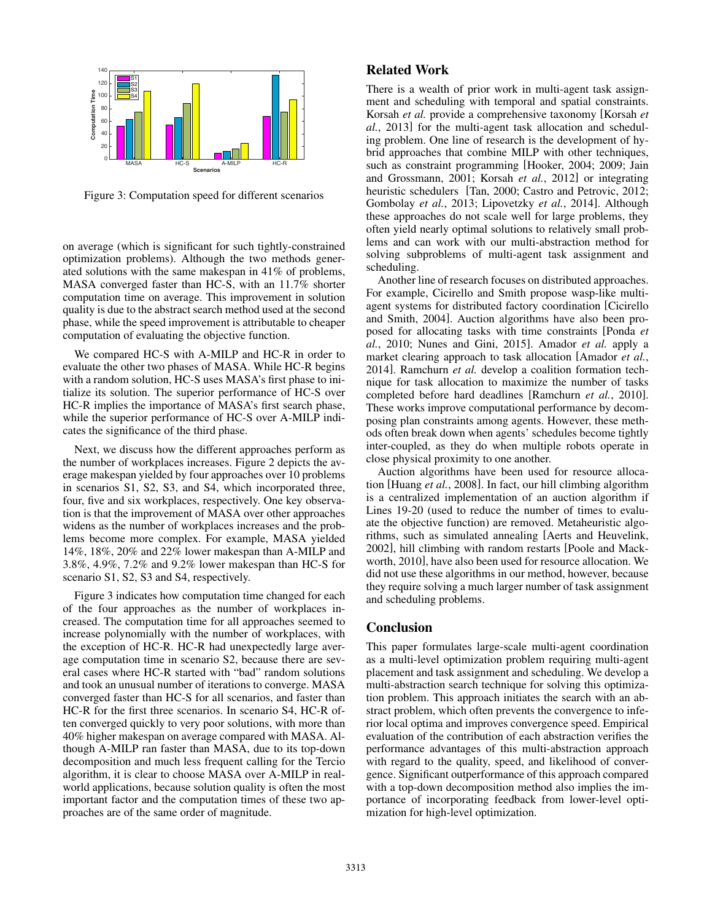Figure 3: Computation speed for different scenarios

on average (which is significant for such tightly-constrained optimization problems). Although the two methods generated solutions with the same makespan in 41% of problems, MASA converged faster than HC-S, with an 11.7% shorter computation time on average. This improvement in solution quality is due to the abstract search method used at the second phase, while the speed improvement is attributable to cheaper computation of evaluating the objective function.

We compared HC-S with A-MILP and HC-R in order to evaluate the other two phases of MASA. While HC-R begins with a random solution, HC-S uses MASA's first phase to initialize its solution. The superior performance of HC-S over HC-R implies the importance of MASA's first search phase, while the superior performance of HC-S over A-MILP indicates the significance of the third phase.

Next, we discuss how the different approaches perform as the number of workplaces increases. Figure 2 depicts the average makespan yielded by four approaches over 10 problems in scenarios S1, S2, S3, and S4, which incorporated three, four, five and six workplaces, respectively. One key observation is that the improvement of MASA over other approaches widens as the number of workplaces increases and the problems become more complex. For example, MASA yielded 14%, 18%, 20% and 22% lower makespan than A-MILP and 3.8%, 4.9%, 7.2% and 9.2% lower makespan than HC-S for scenario S1, S2, S3 and S4, respectively.

Figure 3 indicates how computation time changed for each of the four approaches as the number of workplaces increased. The computation time for all approaches seemed to increase polynomially with the number of workplaces, with the exception of HC-R. HC-R had unexpectedly large average computation time in scenario S2, because there are several cases where HC-R started with "bad" random solutions and took an unusual number of iterations to converge. MASA converged faster than HC-S for all scenarios, and faster than HC-R for the first three scenarios. In scenario S4, HC-R often converged quickly to very poor solutions, with more than 40% higher makespan on average compared with MASA. Although A-MILP ran faster than MASA, due to its top-down decomposition and much less frequent calling for the Tercio algorithm, it is clear to choose MASA over A-MILP in real-world applications, because solution quality is often the most important factor and the computation times of these two approaches are of the same order of magnitude.

## Related Work

There is a wealth of prior work in multi-agent task assignment and scheduling with temporal and spatial constraints. Korsah *et al.* provide a comprehensive taxonomy [Korsah *et al.*, 2013] for the multi-agent task allocation and scheduling problem. One line of research is the development of hybrid approaches that combine MILP with other techniques, such as constraint programming [Hooker, 2004; 2009; Jain and Grossmann, 2001; Korsah *et al.*, 2012] or integrating heuristic schedulers [Tan, 2000; Castro and Petrovic, 2012; Gombolay *et al.*, 2013; Lipovetzky *et al.*, 2014]. Although these approaches do not scale well for large problems, they often yield nearly optimal solutions to relatively small problems and can work with our multi-abstraction method for solving subproblems of multi-agent task assignment and scheduling.

Another line of research focuses on distributed approaches. For example, Cicirello and Smith propose wasp-like multi-agent systems for distributed factory coordination [Cicirello and Smith, 2004]. Auction algorithms have also been proposed for allocating tasks with time constraints [Ponda *et al.*, 2010; Nunes and Gini, 2015]. Amador *et al.* apply a market clearing approach to task allocation [Amador *et al.*, 2014]. Ramchurn *et al.* develop a coalition formation technique for task allocation to maximize the number of tasks completed before hard deadlines [Ramchurn *et al.*, 2010]. These works improve computational performance by decomposing plan constraints among agents. However, these methods often break down when agents' schedules become tightly inter-coupled, as they do when multiple robots operate in close physical proximity to one another.

Auction algorithms have been used for resource allocation [Huang *et al.*, 2008]. In fact, our hill climbing algorithm is a centralized implementation of an auction algorithm if Lines 19-20 (used to reduce the number of times to evaluate the objective function) are removed. Metaheuristic algorithms, such as simulated annealing [Aerts and Heuvelink, 2002], hill climbing with random restarts [Poole and Mackworth, 2010], have also been used for resource allocation. We did not use these algorithms in our method, however, because they require solving a much larger number of task assignment and scheduling problems.

## Conclusion

This paper formulates large-scale multi-agent coordination as a multi-level optimization problem requiring multi-agent placement and task assignment and scheduling. We develop a multi-abstraction search technique for solving this optimization problem. This approach initiates the search with an abstract problem, which often prevents the convergence to inferior local optima and improves convergence speed. Empirical evaluation of the contribution of each abstraction verifies the performance advantages of this multi-abstraction approach with regard to the quality, speed, and likelihood of convergence. Significant outperformance of this approach compared with a top-down decomposition method also implies the importance of incorporating feedback from lower-level optimization for high-level optimization.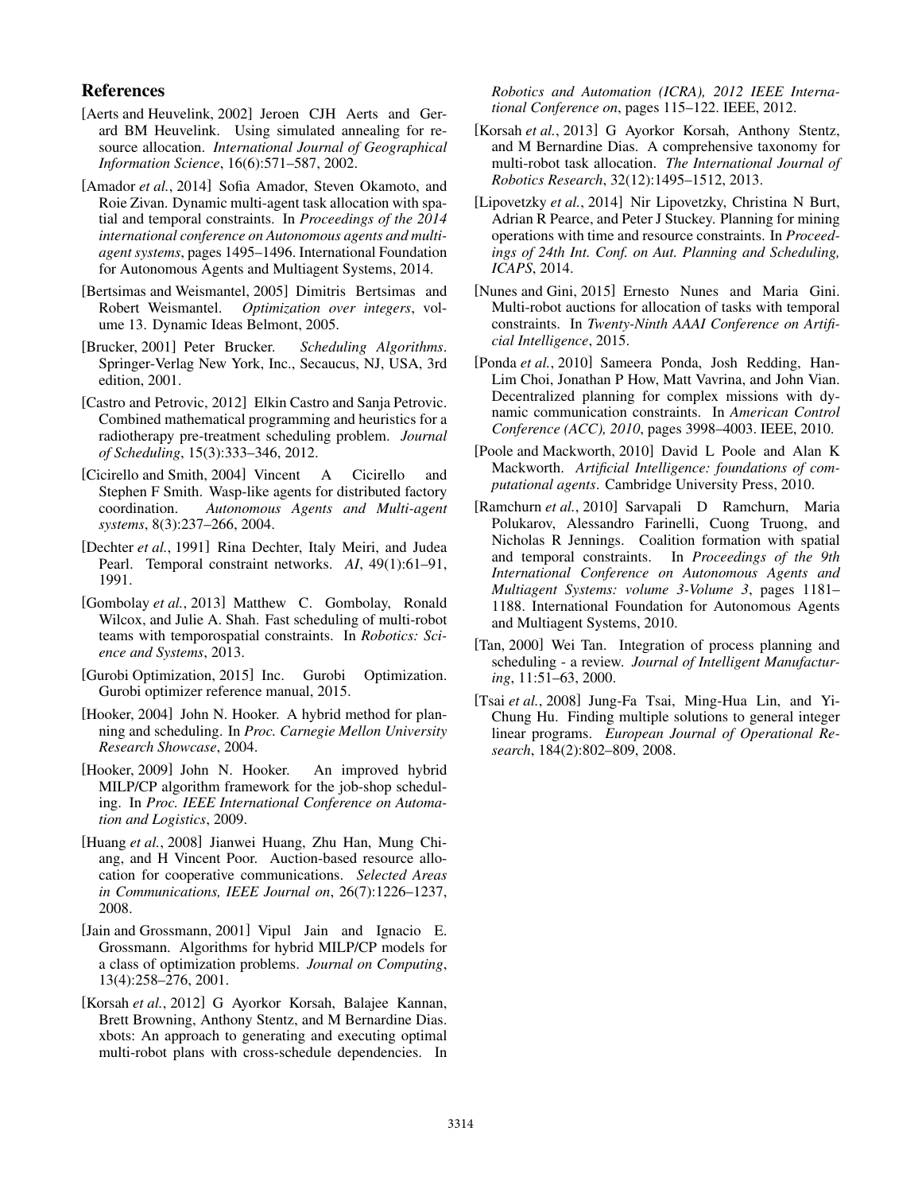## References

[Aerts and Heuvelink, 2002] Jeroen CJH Aerts and Gerard BM Heuvelink. Using simulated annealing for resource allocation. *International Journal of Geographical Information Science*, 16(6):571–587, 2002.

[Amador *et al.*, 2014] Sofia Amador, Steven Okamoto, and Roie Zivan. Dynamic multi-agent task allocation with spatial and temporal constraints. In *Proceedings of the 2014 international conference on Autonomous agents and multi-agent systems*, pages 1495–1496. International Foundation for Autonomous Agents and Multiagent Systems, 2014.

[Bertsimas and Weismantel, 2005] Dimitris Bertsimas and Robert Weismantel. *Optimization over integers*, volume 13. Dynamic Ideas Belmont, 2005.

[Brucker, 2001] Peter Brucker. *Scheduling Algorithms*. Springer-Verlag New York, Inc., Secaucus, NJ, USA, 3rd edition, 2001.

[Castro and Petrovic, 2012] Elkin Castro and Sanja Petrovic. Combined mathematical programming and heuristics for a radiotherapy pre-treatment scheduling problem. *Journal of Scheduling*, 15(3):333–346, 2012.

[Cicirello and Smith, 2004] Vincent A Cicirello and Stephen F Smith. Wasp-like agents for distributed factory coordination. *Autonomous Agents and Multi-agent systems*, 8(3):237–266, 2004.

[Dechter *et al.*, 1991] Rina Dechter, Italy Meiri, and Judea Pearl. Temporal constraint networks. *AI*, 49(1):61–91, 1991.

[Gombolay *et al.*, 2013] Matthew C. Gombolay, Ronald Wilcox, and Julie A. Shah. Fast scheduling of multi-robot teams with temporospatial constraints. In *Robotics: Science and Systems*, 2013.

[Gurobi Optimization, 2015] Inc. Gurobi Optimization. Gurobi optimizer reference manual, 2015.

[Hooker, 2004] John N. Hooker. A hybrid method for planning and scheduling. In *Proc. Carnegie Mellon University Research Showcase*, 2004.

[Hooker, 2009] John N. Hooker. An improved hybrid MILP/CP algorithm framework for the job-shop scheduling. In *Proc. IEEE International Conference on Automation and Logistics*, 2009.

[Huang *et al.*, 2008] Jianwei Huang, Zhu Han, Mung Chiang, and H Vincent Poor. Auction-based resource allocation for cooperative communications. *Selected Areas in Communications, IEEE Journal on*, 26(7):1226–1237, 2008.

[Jain and Grossmann, 2001] Vipul Jain and Ignacio E. Grossmann. Algorithms for hybrid MILP/CP models for a class of optimization problems. *Journal on Computing*, 13(4):258–276, 2001.

[Korsah *et al.*, 2012] G Ayorkor Korsah, Balajee Kannan, Brett Browning, Anthony Stentz, and M Bernardine Dias. xbots: An approach to generating and executing optimal multi-robot plans with cross-schedule dependencies. In *Robotics and Automation (ICRA), 2012 IEEE International Conference on*, pages 115–122. IEEE, 2012.

[Korsah *et al.*, 2013] G Ayorkor Korsah, Anthony Stentz, and M Bernardine Dias. A comprehensive taxonomy for multi-robot task allocation. *The International Journal of Robotics Research*, 32(12):1495–1512, 2013.

[Lipovetzky *et al.*, 2014] Nir Lipovetzky, Christina N Burt, Adrian R Pearce, and Peter J Stuckey. Planning for mining operations with time and resource constraints. In *Proceedings of 24th Int. Conf. on Aut. Planning and Scheduling, ICAPS*, 2014.

[Nunes and Gini, 2015] Ernesto Nunes and Maria Gini. Multi-robot auctions for allocation of tasks with temporal constraints. In *Twenty-Ninth AAAI Conference on Artificial Intelligence*, 2015.

[Ponda *et al.*, 2010] Sameera Ponda, Josh Redding, Han-Lim Choi, Jonathan P How, Matt Vavrina, and John Vian. Decentralized planning for complex missions with dynamic communication constraints. In *American Control Conference (ACC), 2010*, pages 3998–4003. IEEE, 2010.

[Poole and Mackworth, 2010] David L Poole and Alan K Mackworth. *Artificial Intelligence: foundations of computational agents*. Cambridge University Press, 2010.

[Ramchurn *et al.*, 2010] Sarvapali D Ramchurn, Maria Polukarov, Alessandro Farinelli, Cuong Truong, and Nicholas R Jennings. Coalition formation with spatial and temporal constraints. In *Proceedings of the 9th International Conference on Autonomous Agents and Multiagent Systems: volume 3-Volume 3*, pages 1181–1188. International Foundation for Autonomous Agents and Multiagent Systems, 2010.

[Tan, 2000] Wei Tan. Integration of process planning and scheduling - a review. *Journal of Intelligent Manufacturing*, 11:51–63, 2000.

[Tsai *et al.*, 2008] Jung-Fa Tsai, Ming-Hua Lin, and Yi-Chung Hu. Finding multiple solutions to general integer linear programs. *European Journal of Operational Research*, 184(2):802–809, 2008.